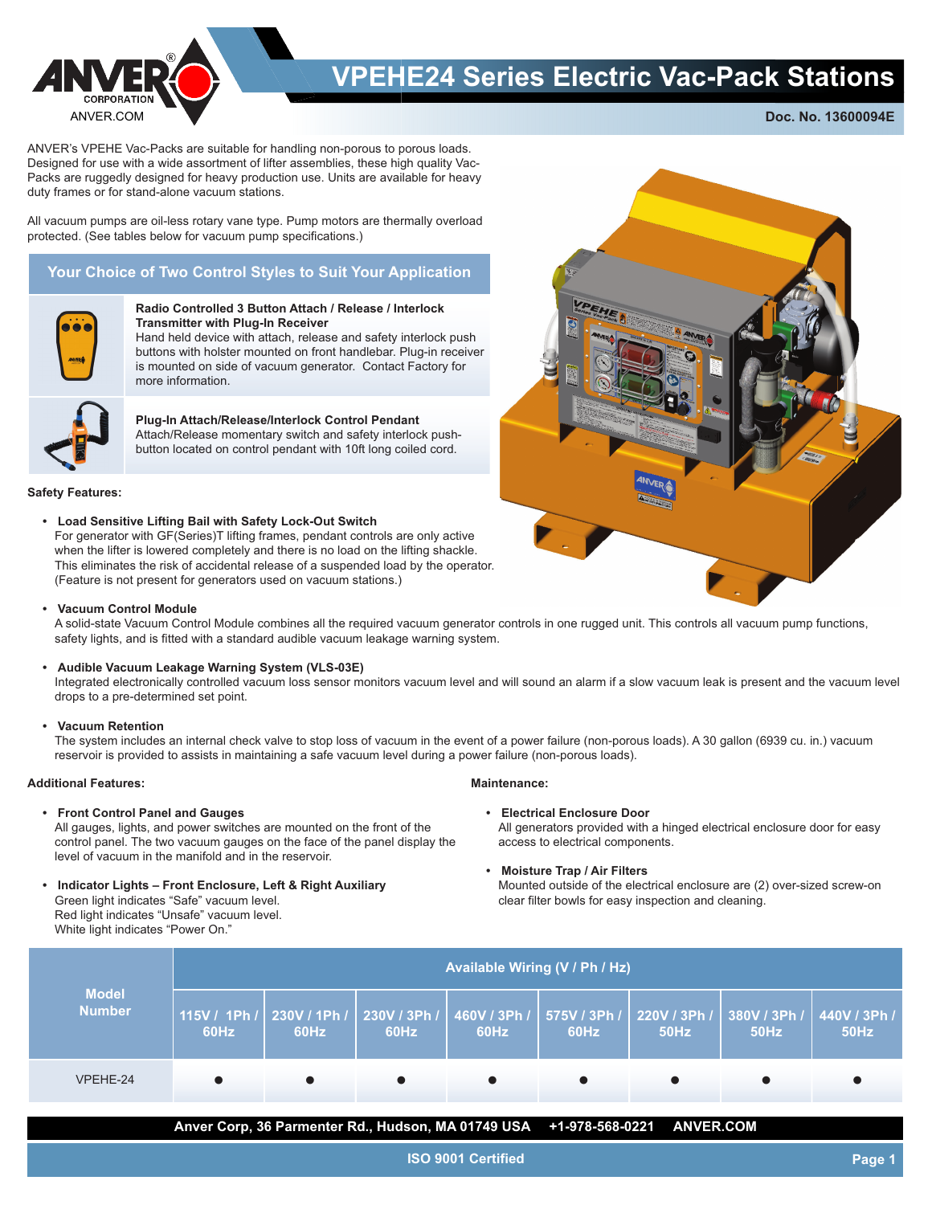ANVER CORPORATION

ANVER.COM

# VPEHE24 Series Electric Vac-Pack Stations

**Doc. No. 13600094E**

ANVER's VPEHE Vac-Packs are suitable for handling non-porous to porous loads. Designed for use with a wide assortment of lifter assemblies, these high quality Vac-Packs are ruggedly designed for heavy production use. Units are available for heavy duty frames or for stand-alone vacuum stations.

All vacuum pumps are oil-less rotary vane type. Pump motors are thermally overload protected. (See tables below for vacuum pump specifications.)

## Your Choice of Two Control Styles to Suit Your Application

**Radio Controlled 3 Button Attach / Release / Interlock Transmitter with Plug-In Receiver**
Hand held device with attach, release and safety interlock push buttons with holster mounted on front handlebar. Plug-in receiver is mounted on side of vacuum generator. Contact Factory for more information.

**Plug-In Attach/Release/Interlock Control Pendant**
Attach/Release momentary switch and safety interlock push-button located on control pendant with 10ft long coiled cord.

### Safety Features:

- **Load Sensitive Lifting Bail with Safety Lock-Out Switch**
  For generator with GF(Series)T lifting frames, pendant controls are only active when the lifter is lowered completely and there is no load on the lifting shackle. This eliminates the risk of accidental release of a suspended load by the operator. (Feature is not present for generators used on vacuum stations.)

- **Vacuum Control Module**
  A solid-state Vacuum Control Module combines all the required vacuum generator controls in one rugged unit. This controls all vacuum pump functions, safety lights, and is fitted with a standard audible vacuum leakage warning system.

- **Audible Vacuum Leakage Warning System (VLS-03E)**
  Integrated electronically controlled vacuum loss sensor monitors vacuum level and will sound an alarm if a slow vacuum leak is present and the vacuum level drops to a pre-determined set point.

- **Vacuum Retention**
  The system includes an internal check valve to stop loss of vacuum in the event of a power failure (non-porous loads). A 30 gallon (6939 cu. in.) vacuum reservoir is provided to assists in maintaining a safe vacuum level during a power failure (non-porous loads).

### Additional Features:

- **Front Control Panel and Gauges**
  All gauges, lights, and power switches are mounted on the front of the control panel. The two vacuum gauges on the face of the panel display the level of vacuum in the manifold and in the reservoir.

- **Indicator Lights – Front Enclosure, Left & Right Auxiliary**
  Green light indicates "Safe" vacuum level.
  Red light indicates "Unsafe" vacuum level.
  White light indicates "Power On."

### Maintenance:

- **Electrical Enclosure Door**
  All generators provided with a hinged electrical enclosure door for easy access to electrical components.

- **Moisture Trap / Air Filters**
  Mounted outside of the electrical enclosure are (2) over-sized screw-on clear filter bowls for easy inspection and cleaning.

| Model Number | Available Wiring (V / Ph / Hz) | | | | | | | |
|---|---|---|---|---|---|---|---|---|
| | 115V / 1Ph / 60Hz | 230V / 1Ph / 60Hz | 230V / 3Ph / 60Hz | 460V / 3Ph / 60Hz | 575V / 3Ph / 60Hz | 220V / 3Ph / 50Hz | 380V / 3Ph / 50Hz | 440V / 3Ph / 50Hz |
| VPEHE-24 | ● | ● | ● | ● | ● | ● | ● | ● |

**Anver Corp, 36 Parmenter Rd., Hudson, MA 01749 USA +1-978-568-0221 ANVER.COM**

**ISO 9001 Certified**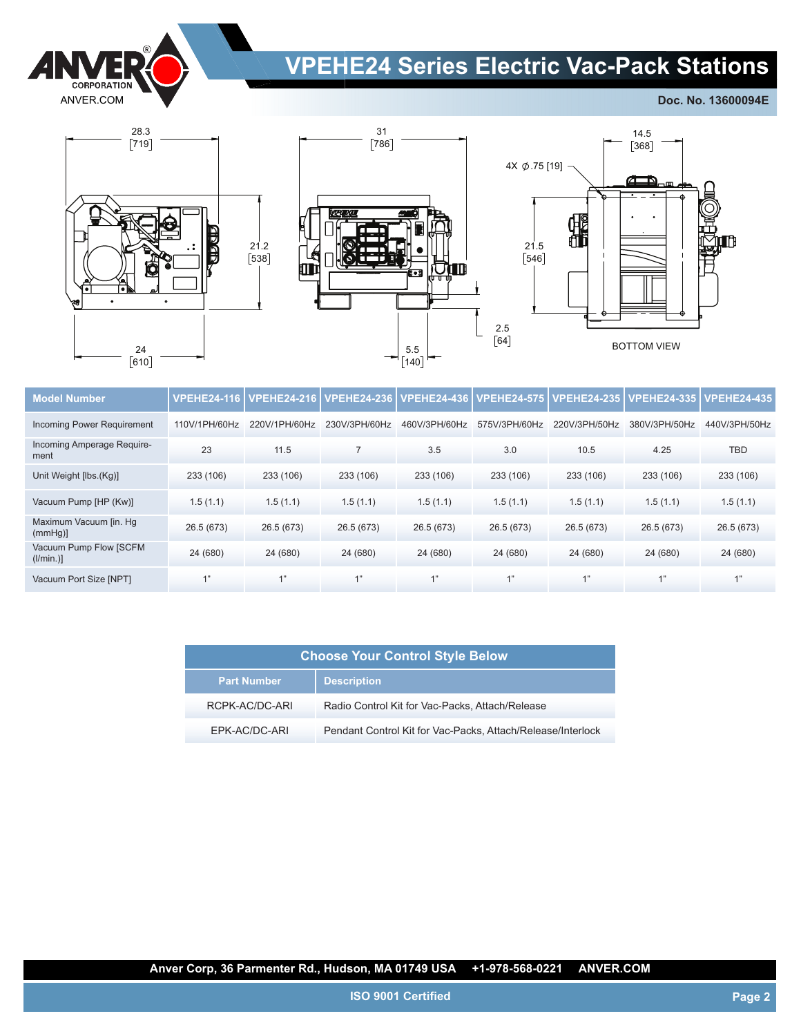# VPEHE24 Series Electric Vac-Pack Stations

**Doc. No. 13600094E**

28.3 [719]

31 [786]

14.5 [368]

4X ∅.75 [19]

21.2 [538]

21.5 [546]

2.5 [64]

24 [610]

5.5 [140]

BOTTOM VIEW

| Model Number | VPEHE24-116 | VPEHE24-216 | VPEHE24-236 | VPEHE24-436 | VPEHE24-575 | VPEHE24-235 | VPEHE24-335 | VPEHE24-435 |
|---|---|---|---|---|---|---|---|---|
| Incoming Power Requirement | 110V/1PH/60Hz | 220V/1PH/60Hz | 230V/3PH/60Hz | 460V/3PH/60Hz | 575V/3PH/60Hz | 220V/3PH/50Hz | 380V/3PH/50Hz | 440V/3PH/50Hz |
| Incoming Amperage Requirement | 23 | 11.5 | 7 | 3.5 | 3.0 | 10.5 | 4.25 | TBD |
| Unit Weight [lbs.(Kg)] | 233 (106) | 233 (106) | 233 (106) | 233 (106) | 233 (106) | 233 (106) | 233 (106) | 233 (106) |
| Vacuum Pump [HP (Kw)] | 1.5 (1.1) | 1.5 (1.1) | 1.5 (1.1) | 1.5 (1.1) | 1.5 (1.1) | 1.5 (1.1) | 1.5 (1.1) | 1.5 (1.1) |
| Maximum Vacuum [in. Hg (mmHg)] | 26.5 (673) | 26.5 (673) | 26.5 (673) | 26.5 (673) | 26.5 (673) | 26.5 (673) | 26.5 (673) | 26.5 (673) |
| Vacuum Pump Flow [SCFM (l/min.)] | 24 (680) | 24 (680) | 24 (680) | 24 (680) | 24 (680) | 24 (680) | 24 (680) | 24 (680) |
| Vacuum Port Size [NPT] | 1" | 1" | 1" | 1" | 1" | 1" | 1" | 1" |

| Choose Your Control Style Below | |
|---|---|
| **Part Number** | **Description** |
| RCPK-AC/DC-ARI | Radio Control Kit for Vac-Packs, Attach/Release |
| EPK-AC/DC-ARI | Pendant Control Kit for Vac-Packs, Attach/Release/Interlock |

**Anver Corp, 36 Parmenter Rd., Hudson, MA 01749 USA +1-978-568-0221 ANVER.COM**

**ISO 9001 Certified**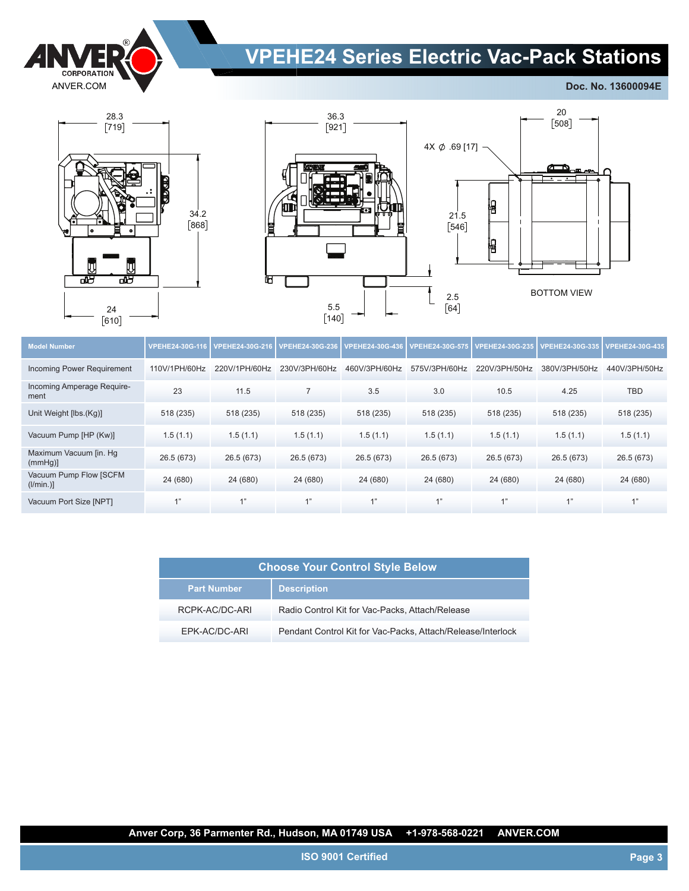# VPEHE24 Series Electric Vac-Pack Stations

Doc. No. 13600094E

28.3
[719]

34.2
[868]

24
[610]

36.3
[921]

5.5
[140]

4X ⌀ .69 [17]

21.5
[546]

2.5
[64]

20
[508]

BOTTOM VIEW

| Model Number | VPEHE24-30G-116 | VPEHE24-30G-216 | VPEHE24-30G-236 | VPEHE24-30G-436 | VPEHE24-30G-575 | VPEHE24-30G-235 | VPEHE24-30G-335 | VPEHE24-30G-435 |
|---|---|---|---|---|---|---|---|---|
| Incoming Power Requirement | 110V/1PH/60Hz | 220V/1PH/60Hz | 230V/3PH/60Hz | 460V/3PH/60Hz | 575V/3PH/60Hz | 220V/3PH/50Hz | 380V/3PH/50Hz | 440V/3PH/50Hz |
| Incoming Amperage Require-ment | 23 | 11.5 | 7 | 3.5 | 3.0 | 10.5 | 4.25 | TBD |
| Unit Weight [lbs.(Kg)] | 518 (235) | 518 (235) | 518 (235) | 518 (235) | 518 (235) | 518 (235) | 518 (235) | 518 (235) |
| Vacuum Pump [HP (Kw)] | 1.5 (1.1) | 1.5 (1.1) | 1.5 (1.1) | 1.5 (1.1) | 1.5 (1.1) | 1.5 (1.1) | 1.5 (1.1) | 1.5 (1.1) |
| Maximum Vacuum [in. Hg (mmHg)] | 26.5 (673) | 26.5 (673) | 26.5 (673) | 26.5 (673) | 26.5 (673) | 26.5 (673) | 26.5 (673) | 26.5 (673) |
| Vacuum Pump Flow [SCFM (l/min.)] | 24 (680) | 24 (680) | 24 (680) | 24 (680) | 24 (680) | 24 (680) | 24 (680) | 24 (680) |
| Vacuum Port Size [NPT] | 1" | 1" | 1" | 1" | 1" | 1" | 1" | 1" |

| Choose Your Control Style Below | |
|---|---|
| **Part Number** | **Description** |
| RCPK-AC/DC-ARI | Radio Control Kit for Vac-Packs, Attach/Release |
| EPK-AC/DC-ARI | Pendant Control Kit for Vac-Packs, Attach/Release/Interlock |

**Anver Corp, 36 Parmenter Rd., Hudson, MA 01749 USA    +1-978-568-0221    ANVER.COM**

**ISO 9001 Certified**